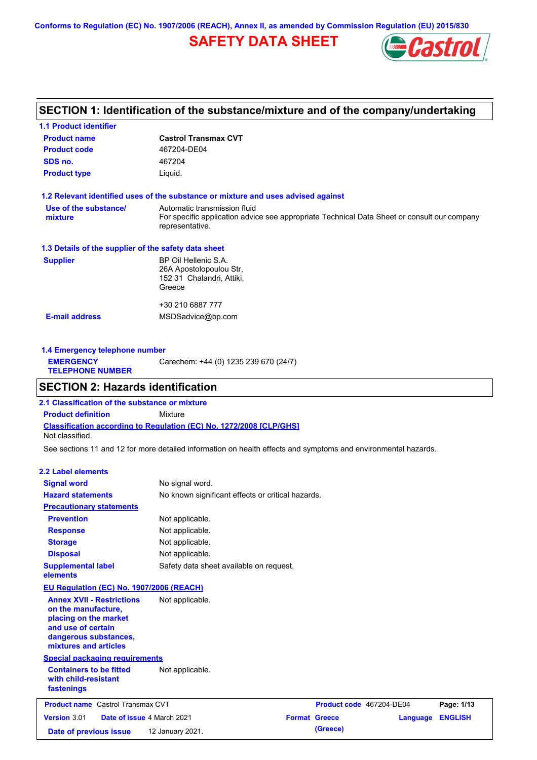Conforms to Regulation (EC) No. 1907/2006 (REACH), Annex II, as amended by Commission Regulation (EU) 2015/830

# SAFETY DATA SHEET

## SECTION 1: Identification of the substance/mixture and of the company/undertaking

### 1.1 Product identifier

| | |
|---|---|
| **Product name** | **Castrol Transmax CVT** |
| **Product code** | 467204-DE04 |
| **SDS no.** | 467204 |
| **Product type** | Liquid. |

### 1.2 Relevant identified uses of the substance or mixture and uses advised against

| | |
|---|---|
| **Use of the substance/ mixture** | Automatic transmission fluid<br>For specific application advice see appropriate Technical Data Sheet or consult our company representative. |

### 1.3 Details of the supplier of the safety data sheet

| | |
|---|---|
| **Supplier** | BP Oil Hellenic S.A.<br>26A Apostolopoulou Str,<br>152 31 Chalandri, Attiki,<br>Greece<br><br>+30 210 6887 777 |
| **E-mail address** | MSDSadvice@bp.com |

### 1.4 Emergency telephone number

| | |
|---|---|
| **EMERGENCY TELEPHONE NUMBER** | Carechem: +44 (0) 1235 239 670 (24/7) |

## SECTION 2: Hazards identification

### 2.1 Classification of the substance or mixture

**Product definition** Mixture

**Classification according to Regulation (EC) No. 1272/2008 [CLP/GHS]**

Not classified.

See sections 11 and 12 for more detailed information on health effects and symptoms and environmental hazards.

### 2.2 Label elements

| | |
|---|---|
| **Signal word** | No signal word. |
| **Hazard statements** | No known significant effects or critical hazards. |

**Precautionary statements**

| | |
|---|---|
| **Prevention** | Not applicable. |
| **Response** | Not applicable. |
| **Storage** | Not applicable. |
| **Disposal** | Not applicable. |
| **Supplemental label elements** | Safety data sheet available on request. |

**EU Regulation (EC) No. 1907/2006 (REACH)**

| | |
|---|---|
| **Annex XVII - Restrictions on the manufacture, placing on the market and use of certain dangerous substances, mixtures and articles** | Not applicable. |

**Special packaging requirements**

| | |
|---|---|
| **Containers to be fitted with child-resistant fastenings** | Not applicable. |

| | | | |
|---|---|---|---|
| **Product name** Castrol Transmax CVT | | **Product code** 467204-DE04 | |
| **Version** 3.01 | **Date of issue** 4 March 2021 | **Format** Greece (Greece) | **Language** ENGLISH |
| **Date of previous issue** 12 January 2021. | | | |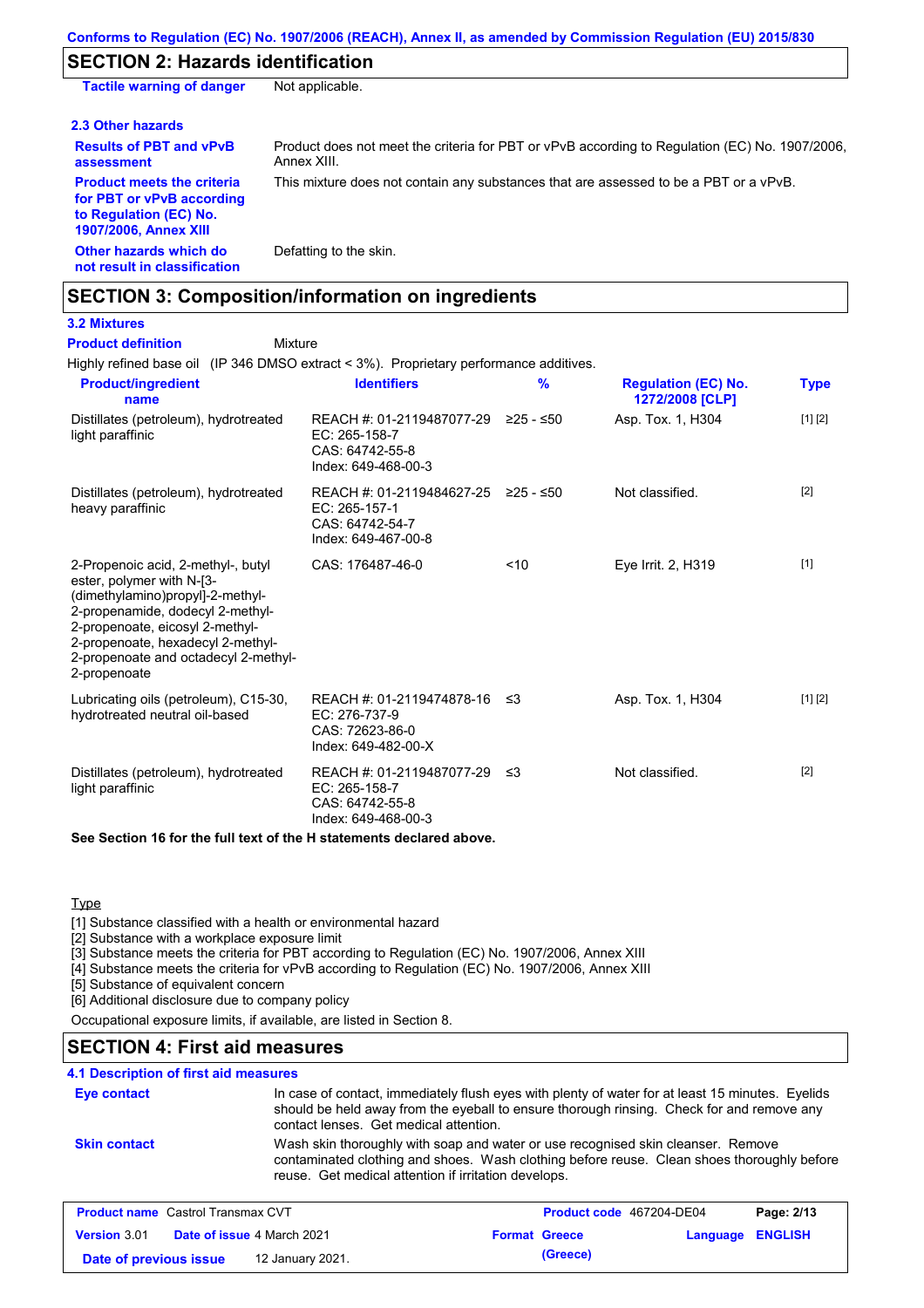## SECTION 2: Hazards identification

**Tactile warning of danger** Not applicable.

### 2.3 Other hazards

**Results of PBT and vPvB assessment** Product does not meet the criteria for PBT or vPvB according to Regulation (EC) No. 1907/2006, Annex XIII.

**Product meets the criteria for PBT or vPvB according to Regulation (EC) No. 1907/2006, Annex XIII** This mixture does not contain any substances that are assessed to be a PBT or a vPvB.

**Other hazards which do not result in classification** Defatting to the skin.

## SECTION 3: Composition/information on ingredients

### 3.2 Mixtures

**Product definition** Mixture

Highly refined base oil (IP 346 DMSO extract < 3%). Proprietary performance additives.

| Product/ingredient name | Identifiers | % | Regulation (EC) No. 1272/2008 [CLP] | Type |
|---|---|---|---|---|
| Distillates (petroleum), hydrotreated light paraffinic | REACH #: 01-2119487077-29<br>EC: 265-158-7<br>CAS: 64742-55-8<br>Index: 649-468-00-3 | ≥25 - ≤50 | Asp. Tox. 1, H304 | [1] [2] |
| Distillates (petroleum), hydrotreated heavy paraffinic | REACH #: 01-2119484627-25<br>EC: 265-157-1<br>CAS: 64742-54-7<br>Index: 649-467-00-8 | ≥25 - ≤50 | Not classified. | [2] |
| 2-Propenoic acid, 2-methyl-, butyl ester, polymer with N-[3-(dimethylamino)propyl]-2-methyl-2-propenamide, dodecyl 2-methyl-2-propenoate, eicosyl 2-methyl-2-propenoate, hexadecyl 2-methyl-2-propenoate and octadecyl 2-methyl-2-propenoate | CAS: 176487-46-0 | <10 | Eye Irrit. 2, H319 | [1] |
| Lubricating oils (petroleum), C15-30, hydrotreated neutral oil-based | REACH #: 01-2119474878-16<br>EC: 276-737-9<br>CAS: 72623-86-0<br>Index: 649-482-00-X | ≤3 | Asp. Tox. 1, H304 | [1] [2] |
| Distillates (petroleum), hydrotreated light paraffinic | REACH #: 01-2119487077-29<br>EC: 265-158-7<br>CAS: 64742-55-8<br>Index: 649-468-00-3 | ≤3 | Not classified. | [2] |

**See Section 16 for the full text of the H statements declared above.**

Type

[1] Substance classified with a health or environmental hazard
[2] Substance with a workplace exposure limit
[3] Substance meets the criteria for PBT according to Regulation (EC) No. 1907/2006, Annex XIII
[4] Substance meets the criteria for vPvB according to Regulation (EC) No. 1907/2006, Annex XIII
[5] Substance of equivalent concern
[6] Additional disclosure due to company policy

Occupational exposure limits, if available, are listed in Section 8.

## SECTION 4: First aid measures

### 4.1 Description of first aid measures

**Eye contact** In case of contact, immediately flush eyes with plenty of water for at least 15 minutes. Eyelids should be held away from the eyeball to ensure thorough rinsing. Check for and remove any contact lenses. Get medical attention.

**Skin contact** Wash skin thoroughly with soap and water or use recognised skin cleanser. Remove contaminated clothing and shoes. Wash clothing before reuse. Clean shoes thoroughly before reuse. Get medical attention if irritation develops.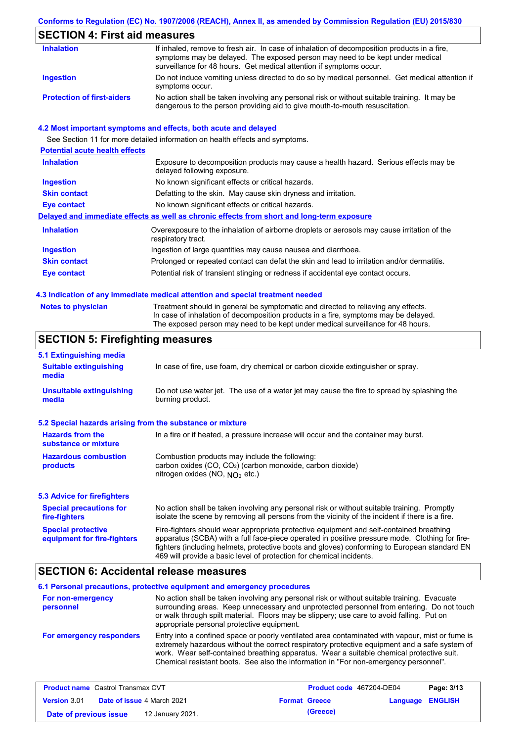## SECTION 4: First aid measures

| | |
|---|---|
| **Inhalation** | If inhaled, remove to fresh air. In case of inhalation of decomposition products in a fire, symptoms may be delayed. The exposed person may need to be kept under medical surveillance for 48 hours. Get medical attention if symptoms occur. |
| **Ingestion** | Do not induce vomiting unless directed to do so by medical personnel. Get medical attention if symptoms occur. |
| **Protection of first-aiders** | No action shall be taken involving any personal risk or without suitable training. It may be dangerous to the person providing aid to give mouth-to-mouth resuscitation. |

### 4.2 Most important symptoms and effects, both acute and delayed

See Section 11 for more detailed information on health effects and symptoms.

**Potential acute health effects**

| | |
|---|---|
| **Inhalation** | Exposure to decomposition products may cause a health hazard. Serious effects may be delayed following exposure. |
| **Ingestion** | No known significant effects or critical hazards. |
| **Skin contact** | Defatting to the skin. May cause skin dryness and irritation. |
| **Eye contact** | No known significant effects or critical hazards. |

**Delayed and immediate effects as well as chronic effects from short and long-term exposure**

| | |
|---|---|
| **Inhalation** | Overexposure to the inhalation of airborne droplets or aerosols may cause irritation of the respiratory tract. |
| **Ingestion** | Ingestion of large quantities may cause nausea and diarrhoea. |
| **Skin contact** | Prolonged or repeated contact can defat the skin and lead to irritation and/or dermatitis. |
| **Eye contact** | Potential risk of transient stinging or redness if accidental eye contact occurs. |

### 4.3 Indication of any immediate medical attention and special treatment needed

| | |
|---|---|
| **Notes to physician** | Treatment should in general be symptomatic and directed to relieving any effects. In case of inhalation of decomposition products in a fire, symptoms may be delayed. The exposed person may need to be kept under medical surveillance for 48 hours. |

## SECTION 5: Firefighting measures

### 5.1 Extinguishing media

| | |
|---|---|
| **Suitable extinguishing media** | In case of fire, use foam, dry chemical or carbon dioxide extinguisher or spray. |
| **Unsuitable extinguishing media** | Do not use water jet. The use of a water jet may cause the fire to spread by splashing the burning product. |

### 5.2 Special hazards arising from the substance or mixture

| | |
|---|---|
| **Hazards from the substance or mixture** | In a fire or if heated, a pressure increase will occur and the container may burst. |
| **Hazardous combustion products** | Combustion products may include the following: carbon oxides (CO, $CO_2$) (carbon monoxide, carbon dioxide) nitrogen oxides (NO, $NO_2$ etc.) |

### 5.3 Advice for firefighters

| | |
|---|---|
| **Special precautions for fire-fighters** | No action shall be taken involving any personal risk or without suitable training. Promptly isolate the scene by removing all persons from the vicinity of the incident if there is a fire. |
| **Special protective equipment for fire-fighters** | Fire-fighters should wear appropriate protective equipment and self-contained breathing apparatus (SCBA) with a full face-piece operated in positive pressure mode. Clothing for fire-fighters (including helmets, protective boots and gloves) conforming to European standard EN 469 will provide a basic level of protection for chemical incidents. |

## SECTION 6: Accidental release measures

### 6.1 Personal precautions, protective equipment and emergency procedures

| | |
|---|---|
| **For non-emergency personnel** | No action shall be taken involving any personal risk or without suitable training. Evacuate surrounding areas. Keep unnecessary and unprotected personnel from entering. Do not touch or walk through spilt material. Floors may be slippery; use care to avoid falling. Put on appropriate personal protective equipment. |
| **For emergency responders** | Entry into a confined space or poorly ventilated area contaminated with vapour, mist or fume is extremely hazardous without the correct respiratory protective equipment and a safe system of work. Wear self-contained breathing apparatus. Wear a suitable chemical protective suit. Chemical resistant boots. See also the information in "For non-emergency personnel". |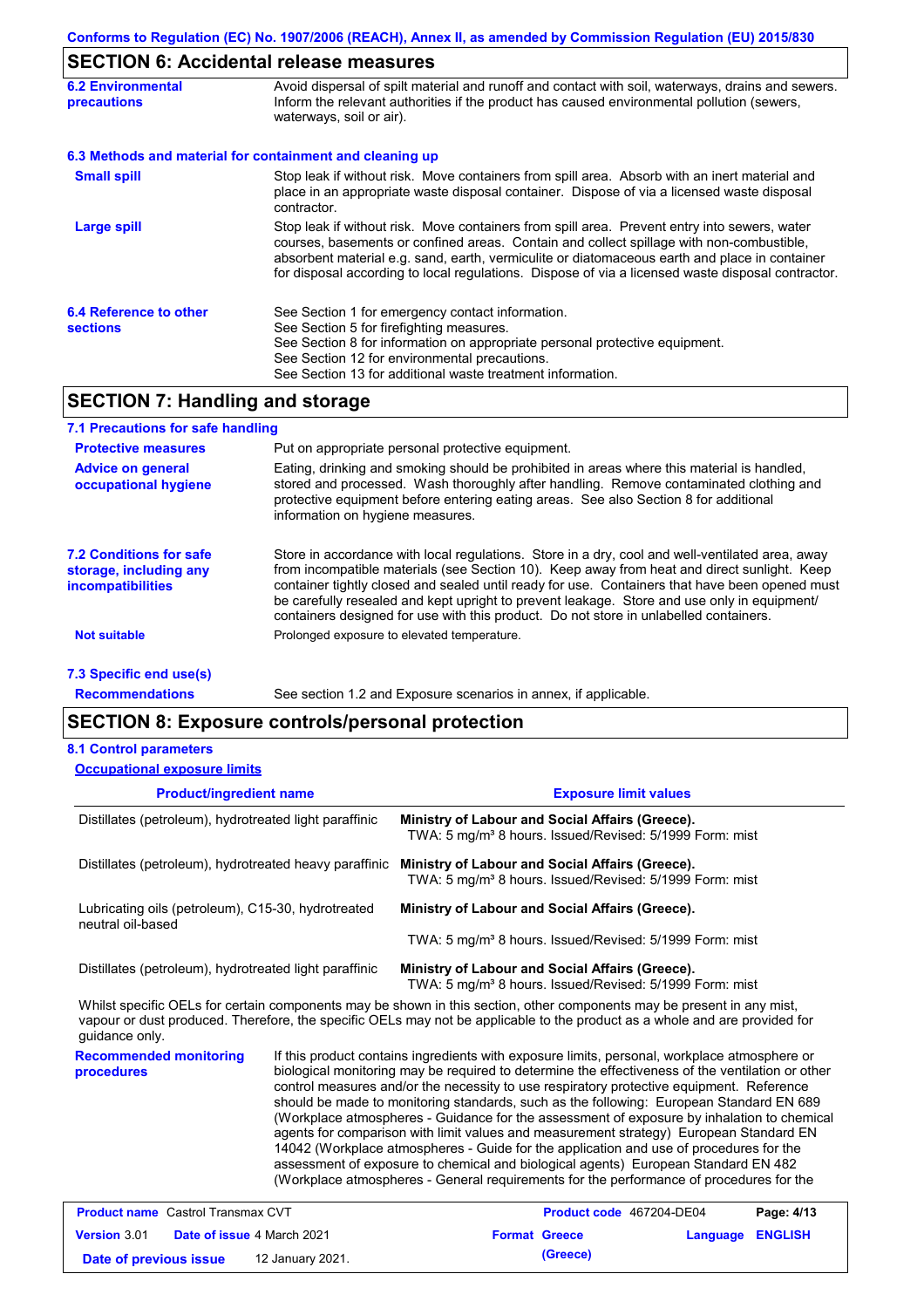## SECTION 6: Accidental release measures

**6.2 Environmental precautions**

Avoid dispersal of spilt material and runoff and contact with soil, waterways, drains and sewers. Inform the relevant authorities if the product has caused environmental pollution (sewers, waterways, soil or air).

**6.3 Methods and material for containment and cleaning up**

**Small spill**

Stop leak if without risk. Move containers from spill area. Absorb with an inert material and place in an appropriate waste disposal container. Dispose of via a licensed waste disposal contractor.

**Large spill**

Stop leak if without risk. Move containers from spill area. Prevent entry into sewers, water courses, basements or confined areas. Contain and collect spillage with non-combustible, absorbent material e.g. sand, earth, vermiculite or diatomaceous earth and place in container for disposal according to local regulations. Dispose of via a licensed waste disposal contractor.

**6.4 Reference to other sections**

See Section 1 for emergency contact information.
See Section 5 for firefighting measures.
See Section 8 for information on appropriate personal protective equipment.
See Section 12 for environmental precautions.
See Section 13 for additional waste treatment information.

## SECTION 7: Handling and storage

**7.1 Precautions for safe handling**

**Protective measures**

Put on appropriate personal protective equipment.

**Advice on general occupational hygiene**

Eating, drinking and smoking should be prohibited in areas where this material is handled, stored and processed. Wash thoroughly after handling. Remove contaminated clothing and protective equipment before entering eating areas. See also Section 8 for additional information on hygiene measures.

**7.2 Conditions for safe storage, including any incompatibilities**

Store in accordance with local regulations. Store in a dry, cool and well-ventilated area, away from incompatible materials (see Section 10). Keep away from heat and direct sunlight. Keep container tightly closed and sealed until ready for use. Containers that have been opened must be carefully resealed and kept upright to prevent leakage. Store and use only in equipment/ containers designed for use with this product. Do not store in unlabelled containers.

**Not suitable**

Prolonged exposure to elevated temperature.

**7.3 Specific end use(s)**

**Recommendations**

See section 1.2 and Exposure scenarios in annex, if applicable.

## SECTION 8: Exposure controls/personal protection

**8.1 Control parameters**

**Occupational exposure limits**

| Product/ingredient name | Exposure limit values |
|---|---|
| Distillates (petroleum), hydrotreated light paraffinic | **Ministry of Labour and Social Affairs (Greece).** TWA: 5 mg/m³ 8 hours. Issued/Revised: 5/1999 Form: mist |
| Distillates (petroleum), hydrotreated heavy paraffinic | **Ministry of Labour and Social Affairs (Greece).** TWA: 5 mg/m³ 8 hours. Issued/Revised: 5/1999 Form: mist |
| Lubricating oils (petroleum), C15-30, hydrotreated neutral oil-based | **Ministry of Labour and Social Affairs (Greece).** TWA: 5 mg/m³ 8 hours. Issued/Revised: 5/1999 Form: mist |
| Distillates (petroleum), hydrotreated light paraffinic | **Ministry of Labour and Social Affairs (Greece).** TWA: 5 mg/m³ 8 hours. Issued/Revised: 5/1999 Form: mist |

Whilst specific OELs for certain components may be shown in this section, other components may be present in any mist, vapour or dust produced. Therefore, the specific OELs may not be applicable to the product as a whole and are provided for guidance only.

**Recommended monitoring procedures**

If this product contains ingredients with exposure limits, personal, workplace atmosphere or biological monitoring may be required to determine the effectiveness of the ventilation or other control measures and/or the necessity to use respiratory protective equipment. Reference should be made to monitoring standards, such as the following: European Standard EN 689 (Workplace atmospheres - Guidance for the assessment of exposure by inhalation to chemical agents for comparison with limit values and measurement strategy) European Standard EN 14042 (Workplace atmospheres - Guide for the application and use of procedures for the assessment of exposure to chemical and biological agents) European Standard EN 482 (Workplace atmospheres - General requirements for the performance of procedures for the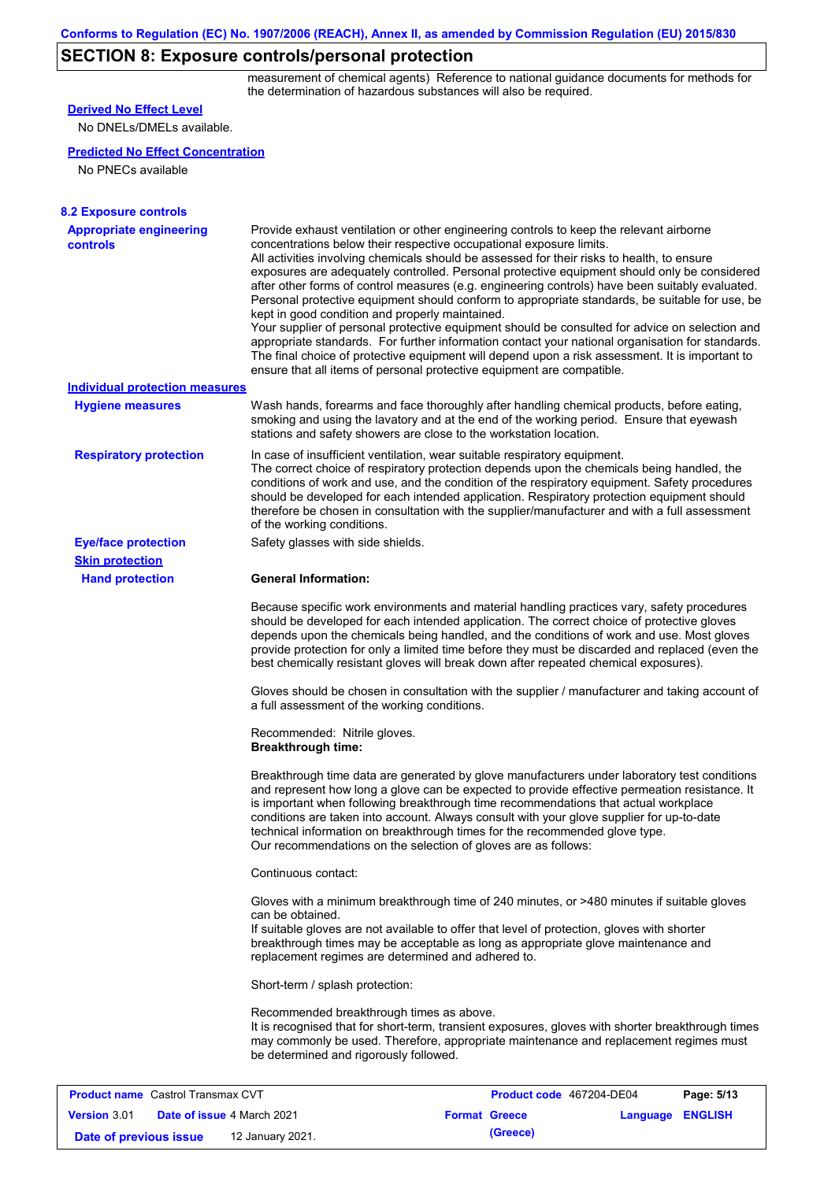## SECTION 8: Exposure controls/personal protection

measurement of chemical agents) Reference to national guidance documents for methods for the determination of hazardous substances will also be required.

**Derived No Effect Level**

No DNELs/DMELs available.

**Predicted No Effect Concentration**

No PNECs available

### 8.2 Exposure controls

**Appropriate engineering controls**

Provide exhaust ventilation or other engineering controls to keep the relevant airborne concentrations below their respective occupational exposure limits.
All activities involving chemicals should be assessed for their risks to health, to ensure exposures are adequately controlled. Personal protective equipment should only be considered after other forms of control measures (e.g. engineering controls) have been suitably evaluated. Personal protective equipment should conform to appropriate standards, be suitable for use, be kept in good condition and properly maintained.
Your supplier of personal protective equipment should be consulted for advice on selection and appropriate standards. For further information contact your national organisation for standards. The final choice of protective equipment will depend upon a risk assessment. It is important to ensure that all items of personal protective equipment are compatible.

**Individual protection measures**

**Hygiene measures**

Wash hands, forearms and face thoroughly after handling chemical products, before eating, smoking and using the lavatory and at the end of the working period. Ensure that eyewash stations and safety showers are close to the workstation location.

**Respiratory protection**

In case of insufficient ventilation, wear suitable respiratory equipment.
The correct choice of respiratory protection depends upon the chemicals being handled, the conditions of work and use, and the condition of the respiratory equipment. Safety procedures should be developed for each intended application. Respiratory protection equipment should therefore be chosen in consultation with the supplier/manufacturer and with a full assessment of the working conditions.

**Eye/face protection**

Safety glasses with side shields.

**Skin protection**

**Hand protection**

**General Information:**

Because specific work environments and material handling practices vary, safety procedures should be developed for each intended application. The correct choice of protective gloves depends upon the chemicals being handled, and the conditions of work and use. Most gloves provide protection for only a limited time before they must be discarded and replaced (even the best chemically resistant gloves will break down after repeated chemical exposures).

Gloves should be chosen in consultation with the supplier / manufacturer and taking account of a full assessment of the working conditions.

Recommended: Nitrile gloves.
**Breakthrough time:**

Breakthrough time data are generated by glove manufacturers under laboratory test conditions and represent how long a glove can be expected to provide effective permeation resistance. It is important when following breakthrough time recommendations that actual workplace conditions are taken into account. Always consult with your glove supplier for up-to-date technical information on breakthrough times for the recommended glove type.
Our recommendations on the selection of gloves are as follows:

Continuous contact:

Gloves with a minimum breakthrough time of 240 minutes, or >480 minutes if suitable gloves can be obtained.
If suitable gloves are not available to offer that level of protection, gloves with shorter breakthrough times may be acceptable as long as appropriate glove maintenance and replacement regimes are determined and adhered to.

Short-term / splash protection:

Recommended breakthrough times as above.
It is recognised that for short-term, transient exposures, gloves with shorter breakthrough times may commonly be used. Therefore, appropriate maintenance and replacement regimes must be determined and rigorously followed.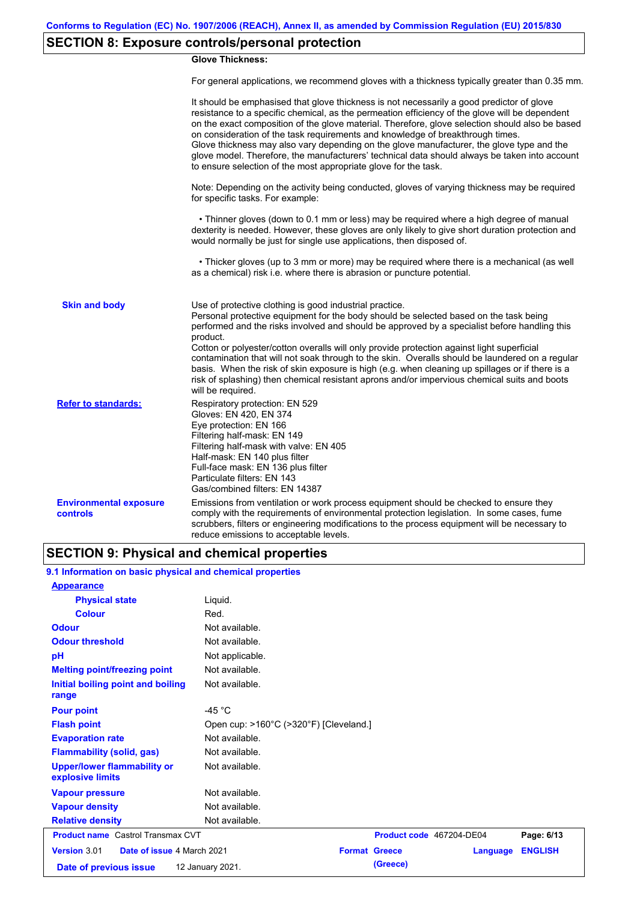## SECTION 8: Exposure controls/personal protection

**Glove Thickness:**

For general applications, we recommend gloves with a thickness typically greater than 0.35 mm.

It should be emphasised that glove thickness is not necessarily a good predictor of glove resistance to a specific chemical, as the permeation efficiency of the glove will be dependent on the exact composition of the glove material. Therefore, glove selection should also be based on consideration of the task requirements and knowledge of breakthrough times.
Glove thickness may also vary depending on the glove manufacturer, the glove type and the glove model. Therefore, the manufacturers' technical data should always be taken into account to ensure selection of the most appropriate glove for the task.

Note: Depending on the activity being conducted, gloves of varying thickness may be required for specific tasks. For example:

• Thinner gloves (down to 0.1 mm or less) may be required where a high degree of manual dexterity is needed. However, these gloves are only likely to give short duration protection and would normally be just for single use applications, then disposed of.

• Thicker gloves (up to 3 mm or more) may be required where there is a mechanical (as well as a chemical) risk i.e. where there is abrasion or puncture potential.

**Skin and body**

Use of protective clothing is good industrial practice.
Personal protective equipment for the body should be selected based on the task being performed and the risks involved and should be approved by a specialist before handling this product.
Cotton or polyester/cotton overalls will only provide protection against light superficial contamination that will not soak through to the skin. Overalls should be laundered on a regular basis. When the risk of skin exposure is high (e.g. when cleaning up spillages or if there is a risk of splashing) then chemical resistant aprons and/or impervious chemical suits and boots will be required.

**Refer to standards:**

Respiratory protection: EN 529
Gloves: EN 420, EN 374
Eye protection: EN 166
Filtering half-mask: EN 149
Filtering half-mask with valve: EN 405
Half-mask: EN 140 plus filter
Full-face mask: EN 136 plus filter
Particulate filters: EN 143
Gas/combined filters: EN 14387

**Environmental exposure controls**

Emissions from ventilation or work process equipment should be checked to ensure they comply with the requirements of environmental protection legislation. In some cases, fume scrubbers, filters or engineering modifications to the process equipment will be necessary to reduce emissions to acceptable levels.

## SECTION 9: Physical and chemical properties

### 9.1 Information on basic physical and chemical properties

| Property | Value |
|---|---|
| **Appearance** | |
| Physical state | Liquid. |
| Colour | Red. |
| Odour | Not available. |
| Odour threshold | Not available. |
| pH | Not applicable. |
| Melting point/freezing point | Not available. |
| Initial boiling point and boiling range | Not available. |
| Pour point | -45 °C |
| Flash point | Open cup: >160°C (>320°F) [Cleveland.] |
| Evaporation rate | Not available. |
| Flammability (solid, gas) | Not available. |
| Upper/lower flammability or explosive limits | Not available. |
| Vapour pressure | Not available. |
| Vapour density | Not available. |
| Relative density | Not available. |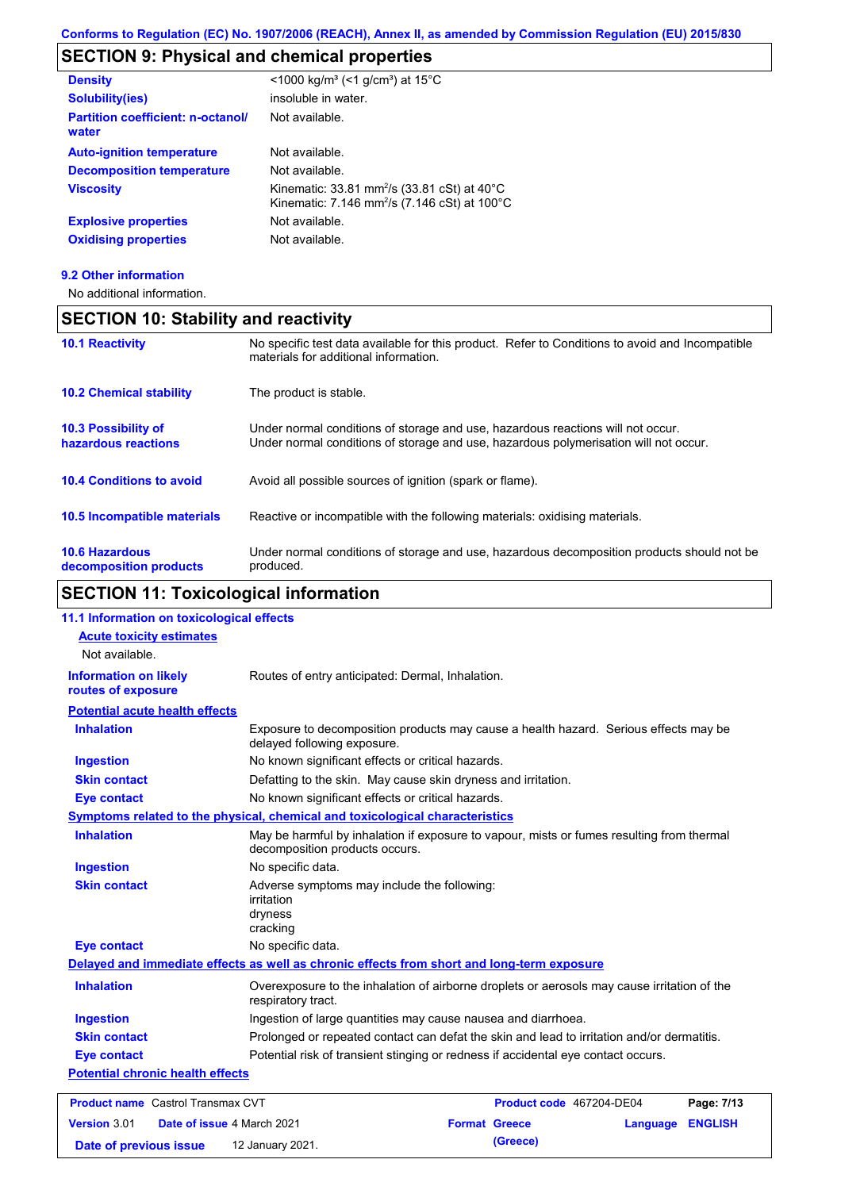## SECTION 9: Physical and chemical properties

| | |
|---|---|
| **Density** | <1000 kg/m³ (<1 g/cm³) at 15°C |
| **Solubility(ies)** | insoluble in water. |
| **Partition coefficient: n-octanol/ water** | Not available. |
| **Auto-ignition temperature** | Not available. |
| **Decomposition temperature** | Not available. |
| **Viscosity** | Kinematic: 33.81 mm$^2$/s (33.81 cSt) at 40°C<br>Kinematic: 7.146 mm$^2$/s (7.146 cSt) at 100°C |
| **Explosive properties** | Not available. |
| **Oxidising properties** | Not available. |

### 9.2 Other information

No additional information.

## SECTION 10: Stability and reactivity

| | |
|---|---|
| **10.1 Reactivity** | No specific test data available for this product. Refer to Conditions to avoid and Incompatible materials for additional information. |
| **10.2 Chemical stability** | The product is stable. |
| **10.3 Possibility of hazardous reactions** | Under normal conditions of storage and use, hazardous reactions will not occur.<br>Under normal conditions of storage and use, hazardous polymerisation will not occur. |
| **10.4 Conditions to avoid** | Avoid all possible sources of ignition (spark or flame). |
| **10.5 Incompatible materials** | Reactive or incompatible with the following materials: oxidising materials. |
| **10.6 Hazardous decomposition products** | Under normal conditions of storage and use, hazardous decomposition products should not be produced. |

## SECTION 11: Toxicological information

### 11.1 Information on toxicological effects

**Acute toxicity estimates**

Not available.

| | |
|---|---|
| **Information on likely routes of exposure** | Routes of entry anticipated: Dermal, Inhalation. |

**Potential acute health effects**

| | |
|---|---|
| **Inhalation** | Exposure to decomposition products may cause a health hazard. Serious effects may be delayed following exposure. |
| **Ingestion** | No known significant effects or critical hazards. |
| **Skin contact** | Defatting to the skin. May cause skin dryness and irritation. |
| **Eye contact** | No known significant effects or critical hazards. |

**Symptoms related to the physical, chemical and toxicological characteristics**

| | |
|---|---|
| **Inhalation** | May be harmful by inhalation if exposure to vapour, mists or fumes resulting from thermal decomposition products occurs. |
| **Ingestion** | No specific data. |
| **Skin contact** | Adverse symptoms may include the following:<br>irritation<br>dryness<br>cracking |
| **Eye contact** | No specific data. |

**Delayed and immediate effects as well as chronic effects from short and long-term exposure**

| | |
|---|---|
| **Inhalation** | Overexposure to the inhalation of airborne droplets or aerosols may cause irritation of the respiratory tract. |
| **Ingestion** | Ingestion of large quantities may cause nausea and diarrhoea. |
| **Skin contact** | Prolonged or repeated contact can defat the skin and lead to irritation and/or dermatitis. |
| **Eye contact** | Potential risk of transient stinging or redness if accidental eye contact occurs. |

**Potential chronic health effects**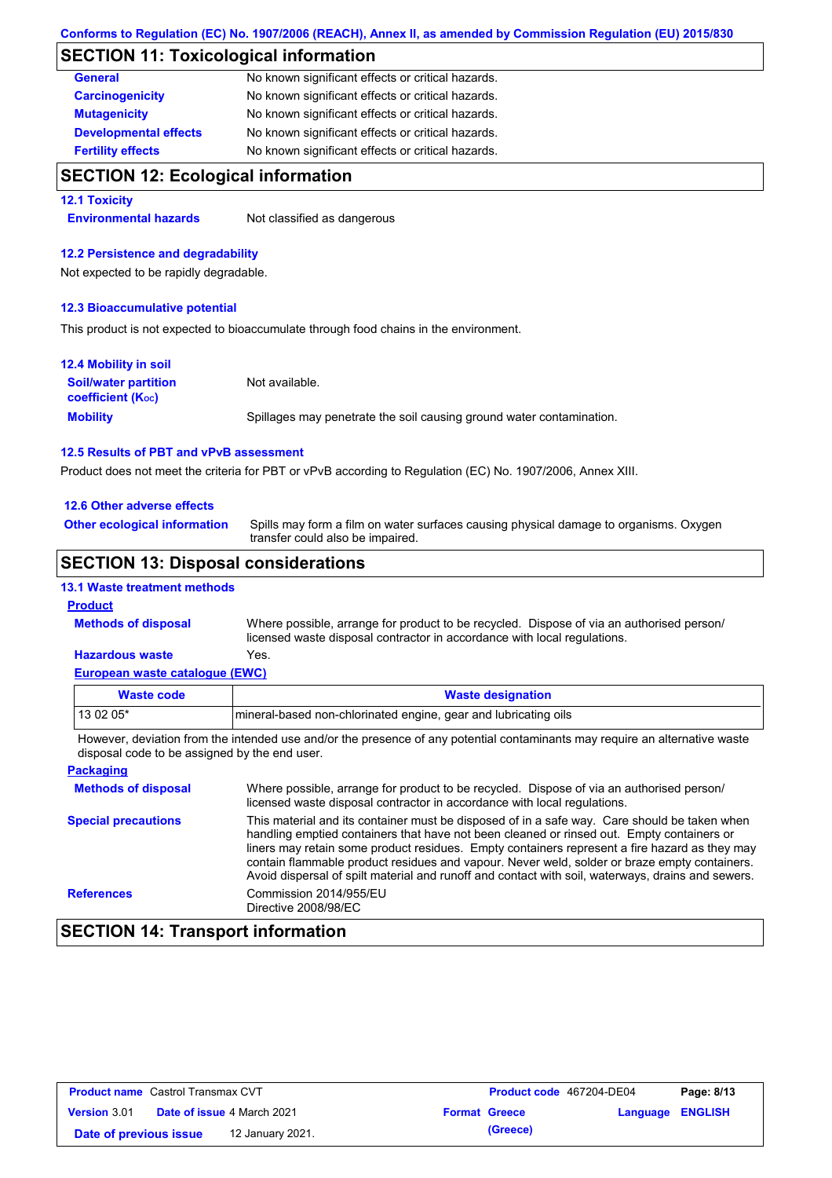## SECTION 11: Toxicological information

| | |
|---|---|
| **General** | No known significant effects or critical hazards. |
| **Carcinogenicity** | No known significant effects or critical hazards. |
| **Mutagenicity** | No known significant effects or critical hazards. |
| **Developmental effects** | No known significant effects or critical hazards. |
| **Fertility effects** | No known significant effects or critical hazards. |

## SECTION 12: Ecological information

### 12.1 Toxicity

**Environmental hazards** Not classified as dangerous

### 12.2 Persistence and degradability

Not expected to be rapidly degradable.

### 12.3 Bioaccumulative potential

This product is not expected to bioaccumulate through food chains in the environment.

### 12.4 Mobility in soil

**Soil/water partition coefficient ($K_{OC}$)** Not available.

**Mobility** Spillages may penetrate the soil causing ground water contamination.

### 12.5 Results of PBT and vPvB assessment

Product does not meet the criteria for PBT or vPvB according to Regulation (EC) No. 1907/2006, Annex XIII.

### 12.6 Other adverse effects

**Other ecological information** Spills may form a film on water surfaces causing physical damage to organisms. Oxygen transfer could also be impaired.

## SECTION 13: Disposal considerations

### 13.1 Waste treatment methods

**Product**

**Methods of disposal** Where possible, arrange for product to be recycled. Dispose of via an authorised person/ licensed waste disposal contractor in accordance with local regulations.

**Hazardous waste** Yes.

**European waste catalogue (EWC)**

| Waste code | Waste designation |
|---|---|
| 13 02 05* | mineral-based non-chlorinated engine, gear and lubricating oils |

However, deviation from the intended use and/or the presence of any potential contaminants may require an alternative waste disposal code to be assigned by the end user.

**Packaging**

**Methods of disposal** Where possible, arrange for product to be recycled. Dispose of via an authorised person/ licensed waste disposal contractor in accordance with local regulations.

**Special precautions** This material and its container must be disposed of in a safe way. Care should be taken when handling emptied containers that have not been cleaned or rinsed out. Empty containers or liners may retain some product residues. Empty containers represent a fire hazard as they may contain flammable product residues and vapour. Never weld, solder or braze empty containers. Avoid dispersal of spilt material and runoff and contact with soil, waterways, drains and sewers.

**References** Commission 2014/955/EU
Directive 2008/98/EC

## SECTION 14: Transport information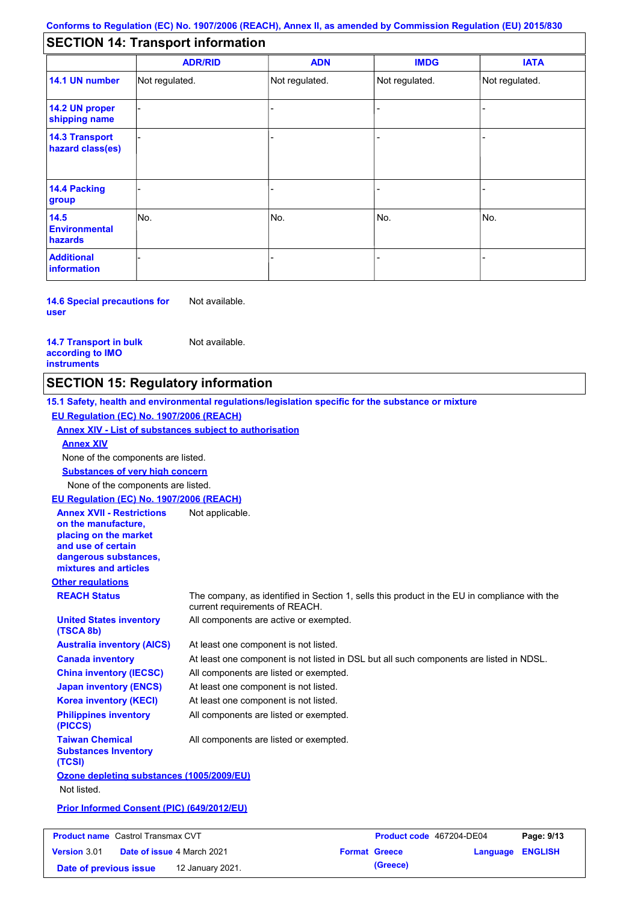## SECTION 14: Transport information

| | ADR/RID | ADN | IMDG | IATA |
|---|---|---|---|---|
| **14.1 UN number** | Not regulated. | Not regulated. | Not regulated. | Not regulated. |
| **14.2 UN proper shipping name** | - | - | - | - |
| **14.3 Transport hazard class(es)** | - | - | - | - |
| **14.4 Packing group** | - | - | - | - |
| **14.5 Environmental hazards** | No. | No. | No. | No. |
| **Additional information** | - | - | - | - |

**14.6 Special precautions for user** Not available.

**14.7 Transport in bulk according to IMO instruments** Not available.

## SECTION 15: Regulatory information

**15.1 Safety, health and environmental regulations/legislation specific for the substance or mixture**

**EU Regulation (EC) No. 1907/2006 (REACH)**

**Annex XIV - List of substances subject to authorisation**

**Annex XIV**

None of the components are listed.

**Substances of very high concern**

None of the components are listed.

**EU Regulation (EC) No. 1907/2006 (REACH)**

**Annex XVII - Restrictions on the manufacture, placing on the market and use of certain dangerous substances, mixtures and articles** Not applicable.

**Other regulations**

**REACH Status** The company, as identified in Section 1, sells this product in the EU in compliance with the current requirements of REACH.

**United States inventory (TSCA 8b)** All components are active or exempted.

**Australia inventory (AICS)** At least one component is not listed.

**Canada inventory** At least one component is not listed in DSL but all such components are listed in NDSL.

**China inventory (IECSC)** All components are listed or exempted.

**Japan inventory (ENCS)** At least one component is not listed.

**Korea inventory (KECI)** At least one component is not listed.

**Philippines inventory (PICCS)** All components are listed or exempted.

**Taiwan Chemical Substances Inventory (TCSI)** All components are listed or exempted.

**Ozone depleting substances (1005/2009/EU)**

Not listed.

**Prior Informed Consent (PIC) (649/2012/EU)**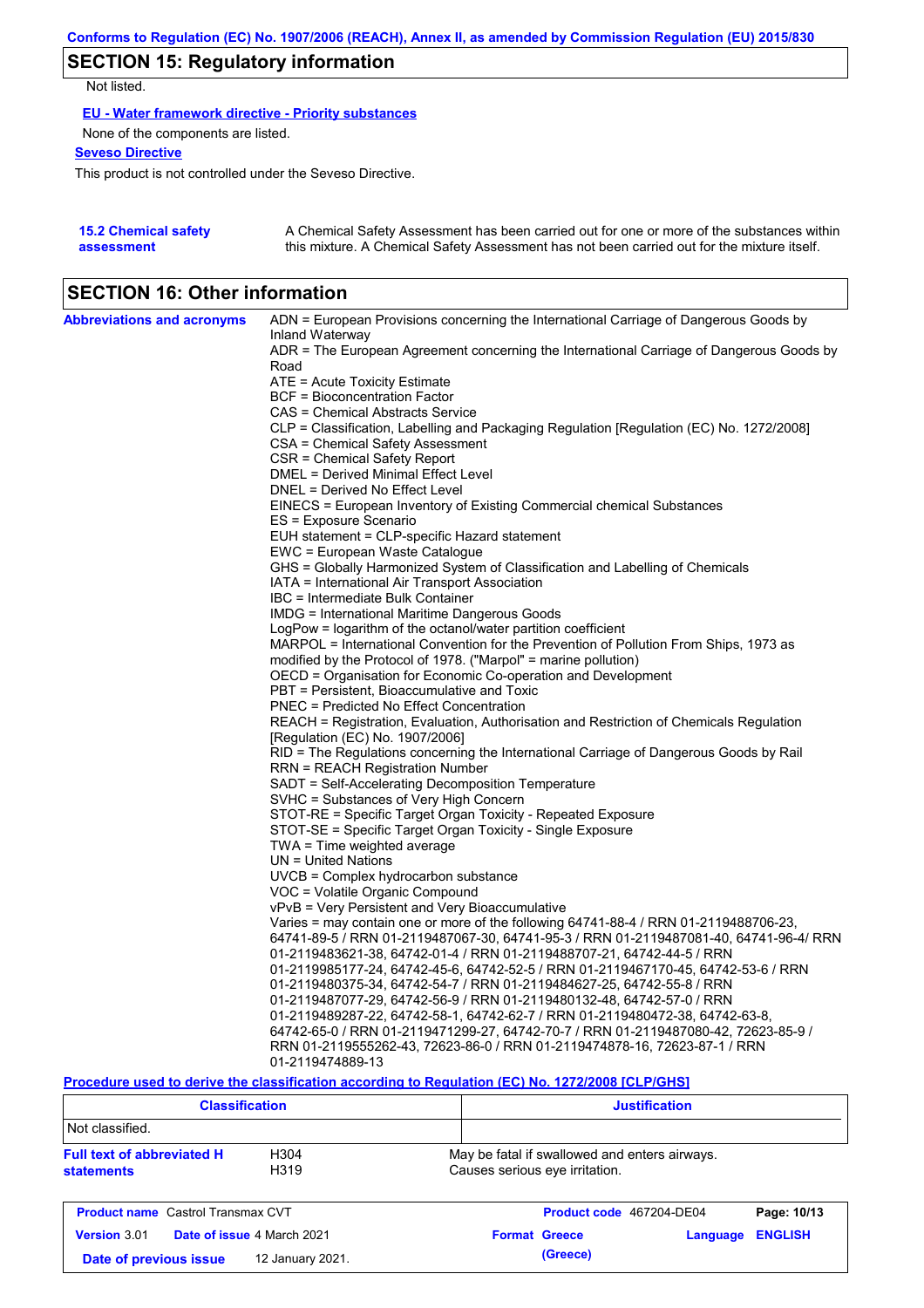## SECTION 15: Regulatory information

Not listed.

**EU - Water framework directive - Priority substances**

None of the components are listed.

**Seveso Directive**

This product is not controlled under the Seveso Directive.

**15.2 Chemical safety assessment**

A Chemical Safety Assessment has been carried out for one or more of the substances within this mixture. A Chemical Safety Assessment has not been carried out for the mixture itself.

## SECTION 16: Other information

**Abbreviations and acronyms**

ADN = European Provisions concerning the International Carriage of Dangerous Goods by Inland Waterway
ADR = The European Agreement concerning the International Carriage of Dangerous Goods by Road
ATE = Acute Toxicity Estimate
BCF = Bioconcentration Factor
CAS = Chemical Abstracts Service
CLP = Classification, Labelling and Packaging Regulation [Regulation (EC) No. 1272/2008]
CSA = Chemical Safety Assessment
CSR = Chemical Safety Report
DMEL = Derived Minimal Effect Level
DNEL = Derived No Effect Level
EINECS = European Inventory of Existing Commercial chemical Substances
ES = Exposure Scenario
EUH statement = CLP-specific Hazard statement
EWC = European Waste Catalogue
GHS = Globally Harmonized System of Classification and Labelling of Chemicals
IATA = International Air Transport Association
IBC = Intermediate Bulk Container
IMDG = International Maritime Dangerous Goods
LogPow = logarithm of the octanol/water partition coefficient
MARPOL = International Convention for the Prevention of Pollution From Ships, 1973 as modified by the Protocol of 1978. ("Marpol" = marine pollution)
OECD = Organisation for Economic Co-operation and Development
PBT = Persistent, Bioaccumulative and Toxic
PNEC = Predicted No Effect Concentration
REACH = Registration, Evaluation, Authorisation and Restriction of Chemicals Regulation [Regulation (EC) No. 1907/2006]
RID = The Regulations concerning the International Carriage of Dangerous Goods by Rail
RRN = REACH Registration Number
SADT = Self-Accelerating Decomposition Temperature
SVHC = Substances of Very High Concern
STOT-RE = Specific Target Organ Toxicity - Repeated Exposure
STOT-SE = Specific Target Organ Toxicity - Single Exposure
TWA = Time weighted average
UN = United Nations
UVCB = Complex hydrocarbon substance
VOC = Volatile Organic Compound
vPvB = Very Persistent and Very Bioaccumulative
Varies = may contain one or more of the following 64741-88-4 / RRN 01-2119488706-23, 64741-89-5 / RRN 01-2119487067-30, 64741-95-3 / RRN 01-2119487081-40, 64741-96-4/ RRN 01-2119483621-38, 64742-01-4 / RRN 01-2119488707-21, 64742-44-5 / RRN 01-2119985177-24, 64742-45-6, 64742-52-5 / RRN 01-2119467170-45, 64742-53-6 / RRN 01-2119480375-34, 64742-54-7 / RRN 01-2119484627-25, 64742-55-8 / RRN 01-2119487077-29, 64742-56-9 / RRN 01-2119480132-48, 64742-57-0 / RRN 01-2119489287-22, 64742-58-1, 64742-62-7 / RRN 01-2119480472-38, 64742-63-8, 64742-65-0 / RRN 01-2119471299-27, 64742-70-7 / RRN 01-2119487080-42, 72623-85-9 / RRN 01-2119555262-43, 72623-86-0 / RRN 01-2119474878-16, 72623-87-1 / RRN 01-2119474889-13

**Procedure used to derive the classification according to Regulation (EC) No. 1272/2008 [CLP/GHS]**

| Classification | Justification |
|---|---|
| Not classified. | |

**Full text of abbreviated H statements**

| | |
|---|---|
| H304 | May be fatal if swallowed and enters airways. |
| H319 | Causes serious eye irritation. |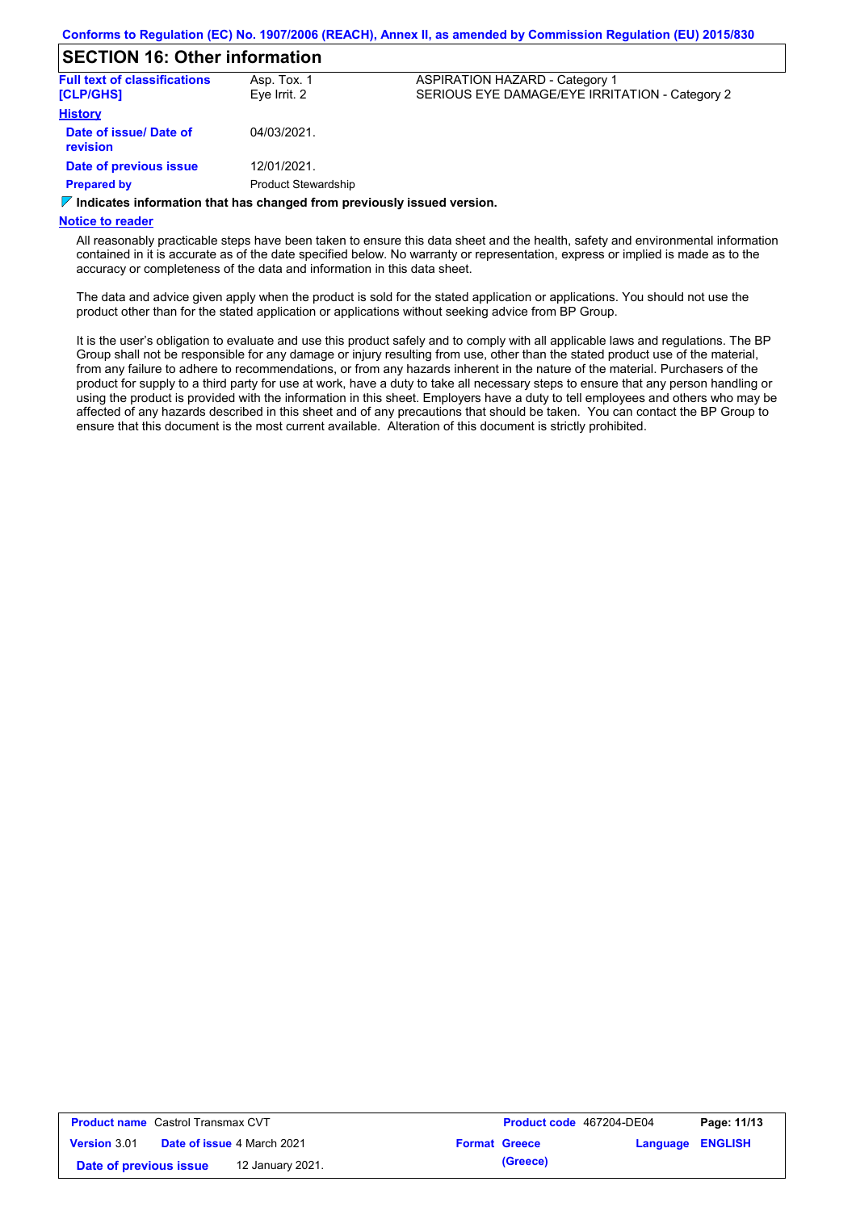Conforms to Regulation (EC) No. 1907/2006 (REACH), Annex II, as amended by Commission Regulation (EU) 2015/830

## SECTION 16: Other information

| Full text of classifications [CLP/GHS] | Asp. Tox. 1 | ASPIRATION HAZARD - Category 1 |
|---|---|---|
| | Eye Irrit. 2 | SERIOUS EYE DAMAGE/EYE IRRITATION - Category 2 |

**History**

| | |
|---|---|
| **Date of issue/ Date of revision** | 04/03/2021. |
| **Date of previous issue** | 12/01/2021. |
| **Prepared by** | Product Stewardship |

**Indicates information that has changed from previously issued version.**

**Notice to reader**

All reasonably practicable steps have been taken to ensure this data sheet and the health, safety and environmental information contained in it is accurate as of the date specified below. No warranty or representation, express or implied is made as to the accuracy or completeness of the data and information in this data sheet.

The data and advice given apply when the product is sold for the stated application or applications. You should not use the product other than for the stated application or applications without seeking advice from BP Group.

It is the user's obligation to evaluate and use this product safely and to comply with all applicable laws and regulations. The BP Group shall not be responsible for any damage or injury resulting from use, other than the stated product use of the material, from any failure to adhere to recommendations, or from any hazards inherent in the nature of the material. Purchasers of the product for supply to a third party for use at work, have a duty to take all necessary steps to ensure that any person handling or using the product is provided with the information in this sheet. Employers have a duty to tell employees and others who may be affected of any hazards described in this sheet and of any precautions that should be taken. You can contact the BP Group to ensure that this document is the most current available. Alteration of this document is strictly prohibited.